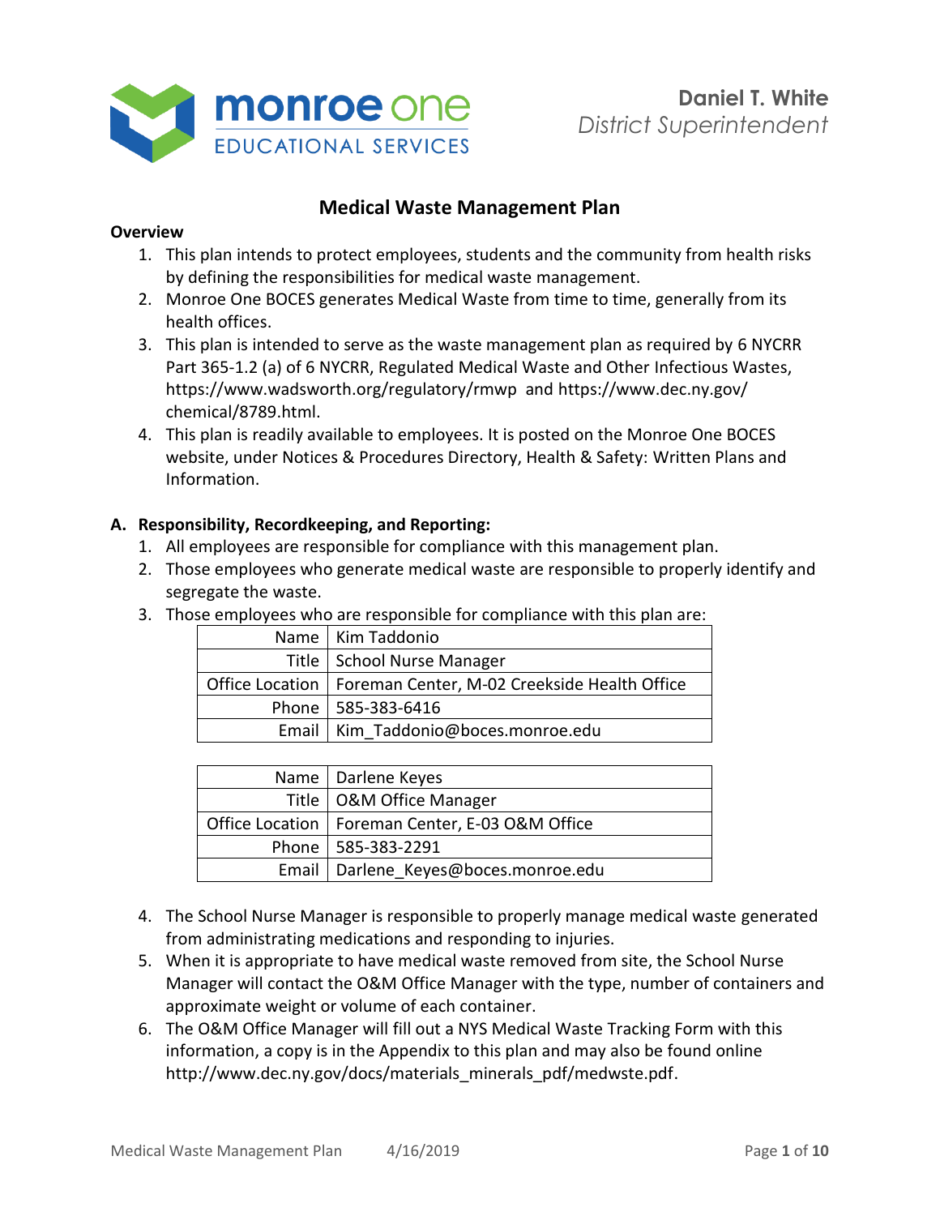monroe one
EDUCATIONAL SERVICES

**Daniel T. White**
*District Superintendent*

# Medical Waste Management Plan

**Overview**

1. This plan intends to protect employees, students and the community from health risks by defining the responsibilities for medical waste management.
2. Monroe One BOCES generates Medical Waste from time to time, generally from its health offices.
3. This plan is intended to serve as the waste management plan as required by 6 NYCRR Part 365-1.2 (a) of 6 NYCRR, Regulated Medical Waste and Other Infectious Wastes, https://www.wadsworth.org/regulatory/rmwp and https://www.dec.ny.gov/chemical/8789.html.
4. This plan is readily available to employees. It is posted on the Monroe One BOCES website, under Notices & Procedures Directory, Health & Safety: Written Plans and Information.

## A. Responsibility, Recordkeeping, and Reporting:

1. All employees are responsible for compliance with this management plan.
2. Those employees who generate medical waste are responsible to properly identify and segregate the waste.
3. Those employees who are responsible for compliance with this plan are:

| | |
|---|---|
| Name | Kim Taddonio |
| Title | School Nurse Manager |
| Office Location | Foreman Center, M-02 Creekside Health Office |
| Phone | 585-383-6416 |
| Email | Kim_Taddonio@boces.monroe.edu |

| | |
|---|---|
| Name | Darlene Keyes |
| Title | O&M Office Manager |
| Office Location | Foreman Center, E-03 O&M Office |
| Phone | 585-383-2291 |
| Email | Darlene_Keyes@boces.monroe.edu |

4. The School Nurse Manager is responsible to properly manage medical waste generated from administrating medications and responding to injuries.
5. When it is appropriate to have medical waste removed from site, the School Nurse Manager will contact the O&M Office Manager with the type, number of containers and approximate weight or volume of each container.
6. The O&M Office Manager will fill out a NYS Medical Waste Tracking Form with this information, a copy is in the Appendix to this plan and may also be found online http://www.dec.ny.gov/docs/materials_minerals_pdf/medwste.pdf.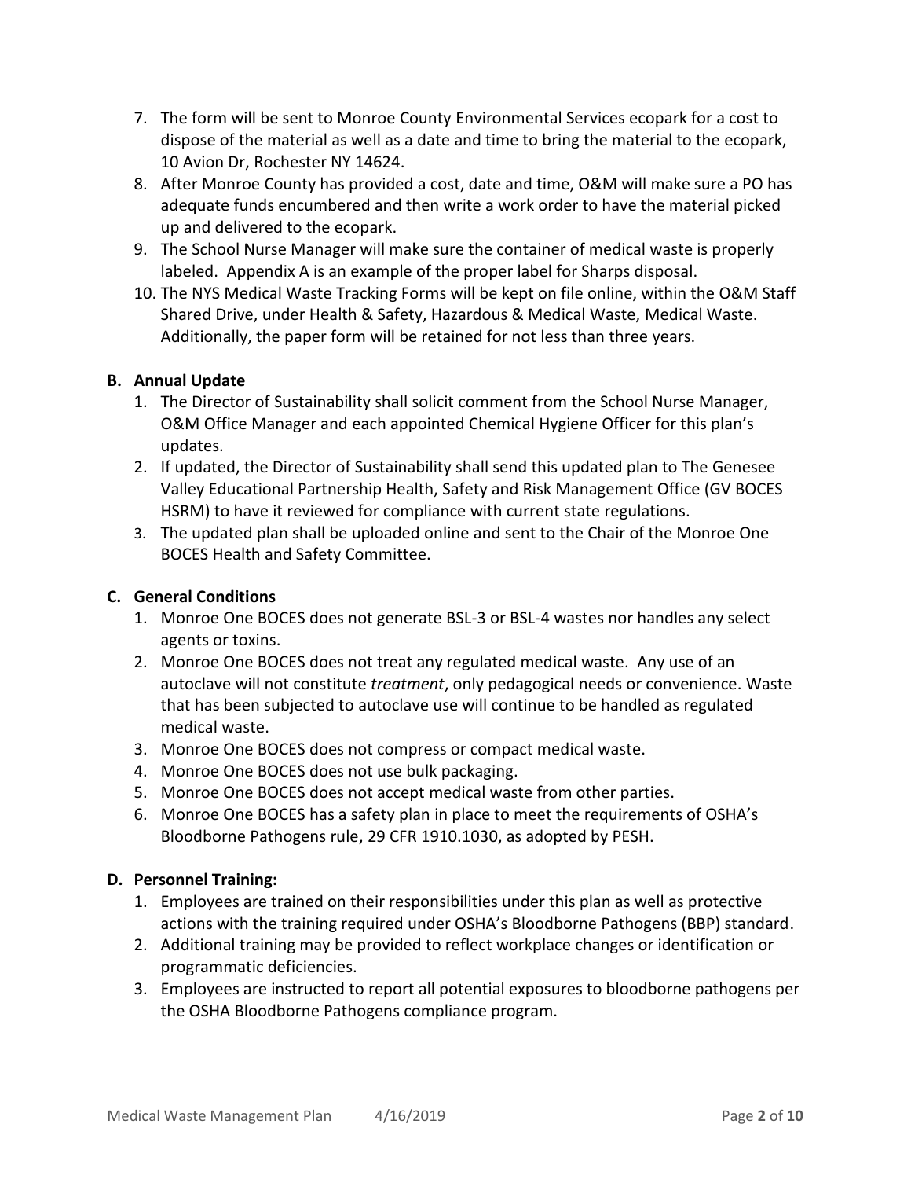7. The form will be sent to Monroe County Environmental Services ecopark for a cost to dispose of the material as well as a date and time to bring the material to the ecopark, 10 Avion Dr, Rochester NY 14624.
8. After Monroe County has provided a cost, date and time, O&M will make sure a PO has adequate funds encumbered and then write a work order to have the material picked up and delivered to the ecopark.
9. The School Nurse Manager will make sure the container of medical waste is properly labeled. Appendix A is an example of the proper label for Sharps disposal.
10. The NYS Medical Waste Tracking Forms will be kept on file online, within the O&M Staff Shared Drive, under Health & Safety, Hazardous & Medical Waste, Medical Waste. Additionally, the paper form will be retained for not less than three years.

### B. Annual Update

1. The Director of Sustainability shall solicit comment from the School Nurse Manager, O&M Office Manager and each appointed Chemical Hygiene Officer for this plan's updates.
2. If updated, the Director of Sustainability shall send this updated plan to The Genesee Valley Educational Partnership Health, Safety and Risk Management Office (GV BOCES HSRM) to have it reviewed for compliance with current state regulations.
3. The updated plan shall be uploaded online and sent to the Chair of the Monroe One BOCES Health and Safety Committee.

### C. General Conditions

1. Monroe One BOCES does not generate BSL-3 or BSL-4 wastes nor handles any select agents or toxins.
2. Monroe One BOCES does not treat any regulated medical waste. Any use of an autoclave will not constitute *treatment*, only pedagogical needs or convenience. Waste that has been subjected to autoclave use will continue to be handled as regulated medical waste.
3. Monroe One BOCES does not compress or compact medical waste.
4. Monroe One BOCES does not use bulk packaging.
5. Monroe One BOCES does not accept medical waste from other parties.
6. Monroe One BOCES has a safety plan in place to meet the requirements of OSHA's Bloodborne Pathogens rule, 29 CFR 1910.1030, as adopted by PESH.

### D. Personnel Training:

1. Employees are trained on their responsibilities under this plan as well as protective actions with the training required under OSHA's Bloodborne Pathogens (BBP) standard.
2. Additional training may be provided to reflect workplace changes or identification or programmatic deficiencies.
3. Employees are instructed to report all potential exposures to bloodborne pathogens per the OSHA Bloodborne Pathogens compliance program.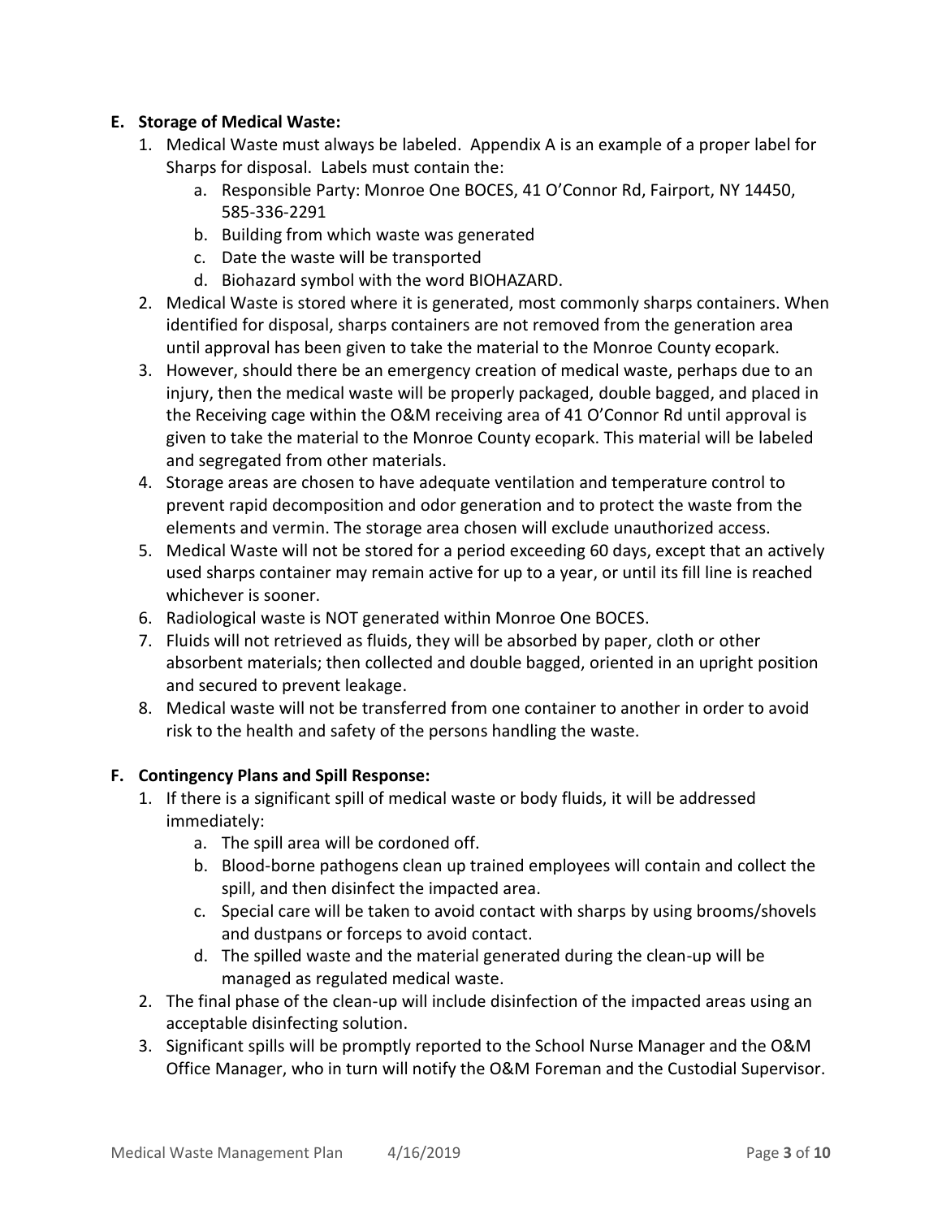**E. Storage of Medical Waste:**

1. Medical Waste must always be labeled. Appendix A is an example of a proper label for Sharps for disposal. Labels must contain the:
    a. Responsible Party: Monroe One BOCES, 41 O'Connor Rd, Fairport, NY 14450, 585-336-2291
    b. Building from which waste was generated
    c. Date the waste will be transported
    d. Biohazard symbol with the word BIOHAZARD.
2. Medical Waste is stored where it is generated, most commonly sharps containers. When identified for disposal, sharps containers are not removed from the generation area until approval has been given to take the material to the Monroe County ecopark.
3. However, should there be an emergency creation of medical waste, perhaps due to an injury, then the medical waste will be properly packaged, double bagged, and placed in the Receiving cage within the O&M receiving area of 41 O'Connor Rd until approval is given to take the material to the Monroe County ecopark. This material will be labeled and segregated from other materials.
4. Storage areas are chosen to have adequate ventilation and temperature control to prevent rapid decomposition and odor generation and to protect the waste from the elements and vermin. The storage area chosen will exclude unauthorized access.
5. Medical Waste will not be stored for a period exceeding 60 days, except that an actively used sharps container may remain active for up to a year, or until its fill line is reached whichever is sooner.
6. Radiological waste is NOT generated within Monroe One BOCES.
7. Fluids will not retrieved as fluids, they will be absorbed by paper, cloth or other absorbent materials; then collected and double bagged, oriented in an upright position and secured to prevent leakage.
8. Medical waste will not be transferred from one container to another in order to avoid risk to the health and safety of the persons handling the waste.

**F. Contingency Plans and Spill Response:**

1. If there is a significant spill of medical waste or body fluids, it will be addressed immediately:
    a. The spill area will be cordoned off.
    b. Blood-borne pathogens clean up trained employees will contain and collect the spill, and then disinfect the impacted area.
    c. Special care will be taken to avoid contact with sharps by using brooms/shovels and dustpans or forceps to avoid contact.
    d. The spilled waste and the material generated during the clean-up will be managed as regulated medical waste.
2. The final phase of the clean-up will include disinfection of the impacted areas using an acceptable disinfecting solution.
3. Significant spills will be promptly reported to the School Nurse Manager and the O&M Office Manager, who in turn will notify the O&M Foreman and the Custodial Supervisor.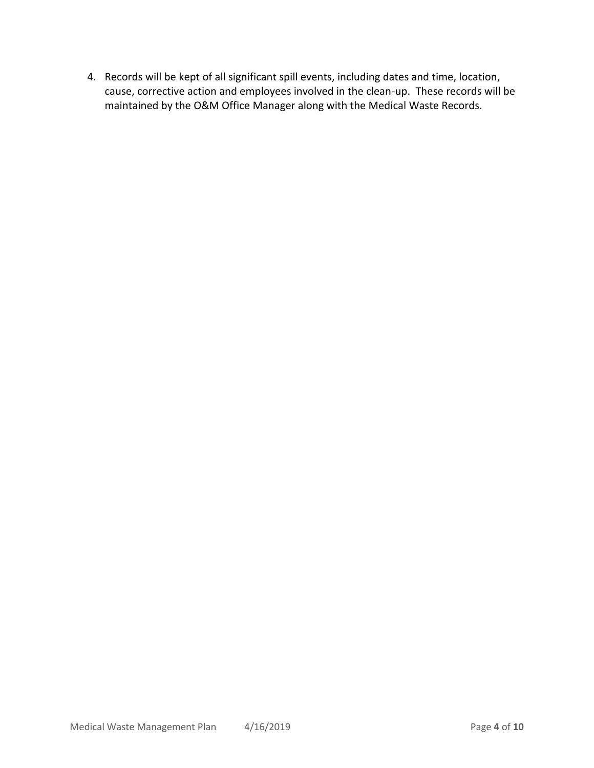4. Records will be kept of all significant spill events, including dates and time, location, cause, corrective action and employees involved in the clean-up. These records will be maintained by the O&M Office Manager along with the Medical Waste Records.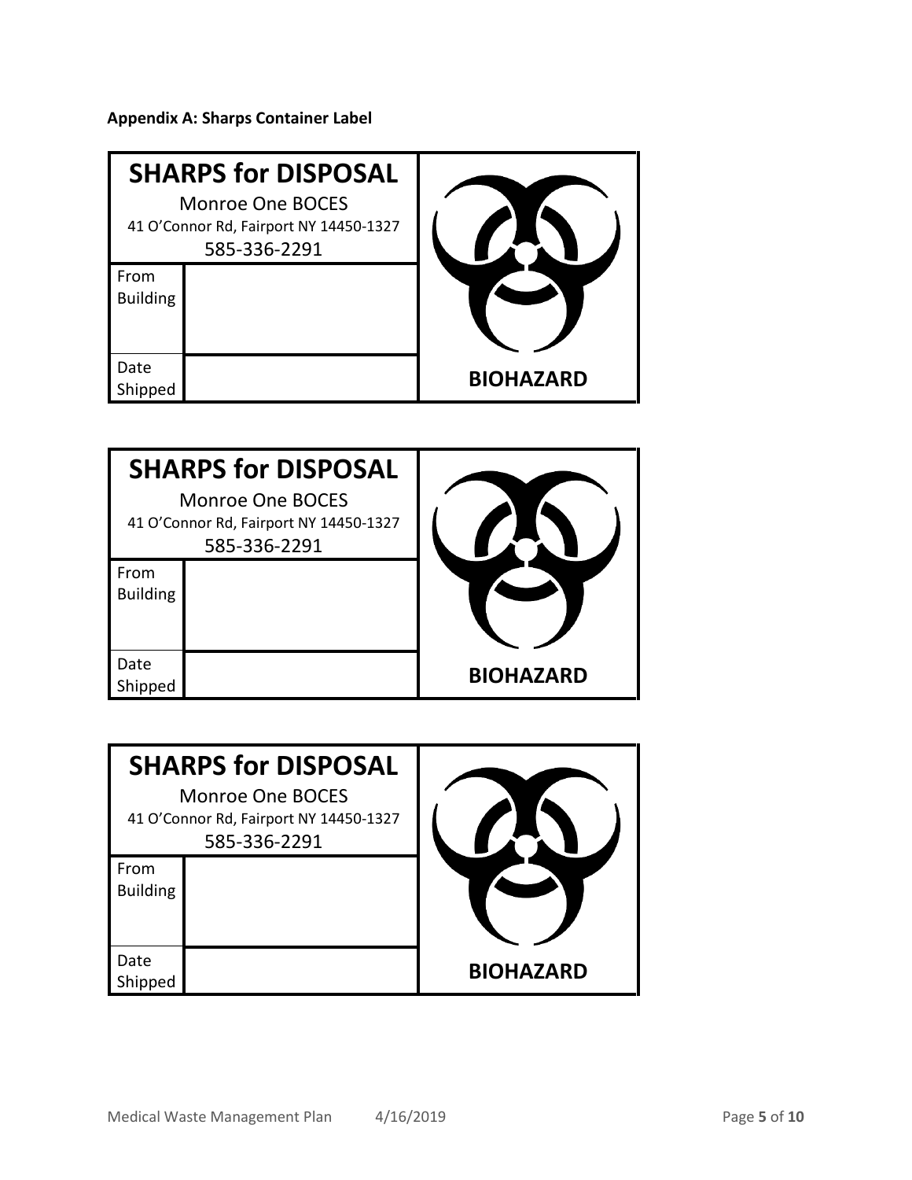**Appendix A: Sharps Container Label**

| **SHARPS for DISPOSAL**<br>Monroe One BOCES<br>41 O'Connor Rd, Fairport NY 14450-1327<br>585-336-2291 | | |
|---|---|---|
| From Building | | |
| Date Shipped | | **BIOHAZARD** |

| **SHARPS for DISPOSAL**<br>Monroe One BOCES<br>41 O'Connor Rd, Fairport NY 14450-1327<br>585-336-2291 | | |
|---|---|---|
| From Building | | |
| Date Shipped | | **BIOHAZARD** |

| **SHARPS for DISPOSAL**<br>Monroe One BOCES<br>41 O'Connor Rd, Fairport NY 14450-1327<br>585-336-2291 | | |
|---|---|---|
| From Building | | |
| Date Shipped | | **BIOHAZARD** |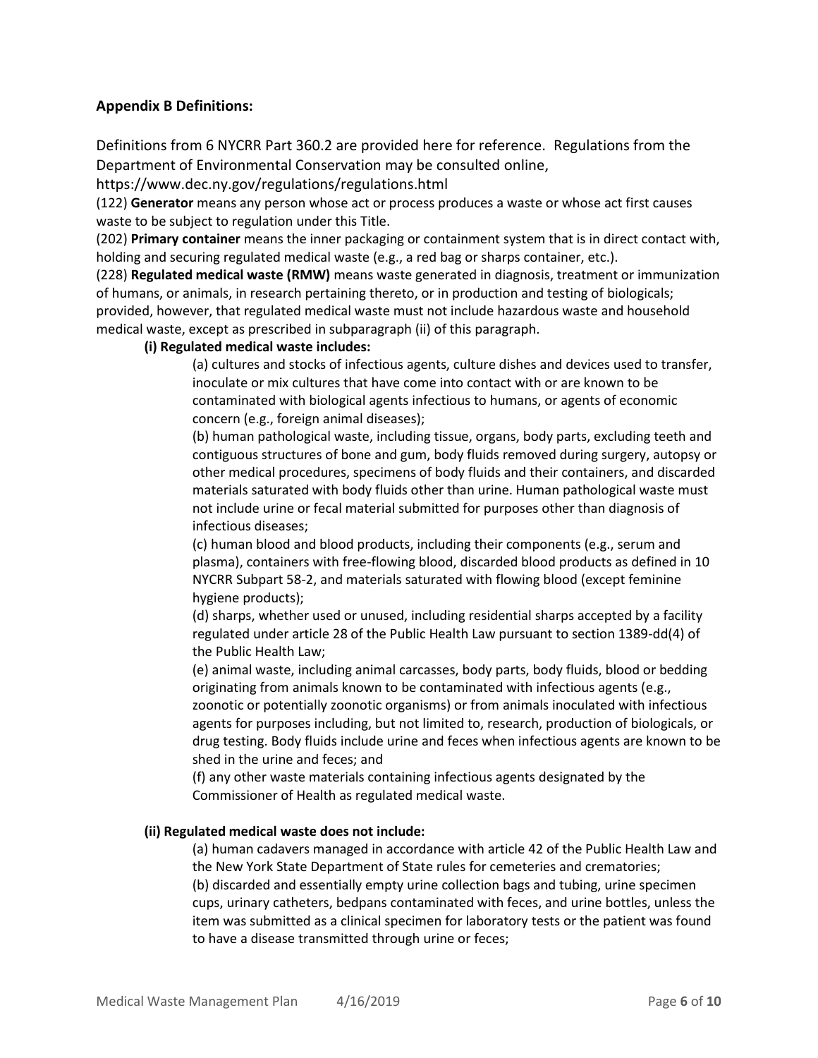## Appendix B Definitions:

Definitions from 6 NYCRR Part 360.2 are provided here for reference. Regulations from the Department of Environmental Conservation may be consulted online, https://www.dec.ny.gov/regulations/regulations.html

(122) **Generator** means any person whose act or process produces a waste or whose act first causes waste to be subject to regulation under this Title.

(202) **Primary container** means the inner packaging or containment system that is in direct contact with, holding and securing regulated medical waste (e.g., a red bag or sharps container, etc.).

(228) **Regulated medical waste (RMW)** means waste generated in diagnosis, treatment or immunization of humans, or animals, in research pertaining thereto, or in production and testing of biologicals; provided, however, that regulated medical waste must not include hazardous waste and household medical waste, except as prescribed in subparagraph (ii) of this paragraph.

**(i) Regulated medical waste includes:**

(a) cultures and stocks of infectious agents, culture dishes and devices used to transfer, inoculate or mix cultures that have come into contact with or are known to be contaminated with biological agents infectious to humans, or agents of economic concern (e.g., foreign animal diseases);

(b) human pathological waste, including tissue, organs, body parts, excluding teeth and contiguous structures of bone and gum, body fluids removed during surgery, autopsy or other medical procedures, specimens of body fluids and their containers, and discarded materials saturated with body fluids other than urine. Human pathological waste must not include urine or fecal material submitted for purposes other than diagnosis of infectious diseases;

(c) human blood and blood products, including their components (e.g., serum and plasma), containers with free-flowing blood, discarded blood products as defined in 10 NYCRR Subpart 58-2, and materials saturated with flowing blood (except feminine hygiene products);

(d) sharps, whether used or unused, including residential sharps accepted by a facility regulated under article 28 of the Public Health Law pursuant to section 1389-dd(4) of the Public Health Law;

(e) animal waste, including animal carcasses, body parts, body fluids, blood or bedding originating from animals known to be contaminated with infectious agents (e.g., zoonotic or potentially zoonotic organisms) or from animals inoculated with infectious agents for purposes including, but not limited to, research, production of biologicals, or drug testing. Body fluids include urine and feces when infectious agents are known to be shed in the urine and feces; and

(f) any other waste materials containing infectious agents designated by the Commissioner of Health as regulated medical waste.

**(ii) Regulated medical waste does not include:**

(a) human cadavers managed in accordance with article 42 of the Public Health Law and the New York State Department of State rules for cemeteries and crematories;

(b) discarded and essentially empty urine collection bags and tubing, urine specimen cups, urinary catheters, bedpans contaminated with feces, and urine bottles, unless the item was submitted as a clinical specimen for laboratory tests or the patient was found to have a disease transmitted through urine or feces;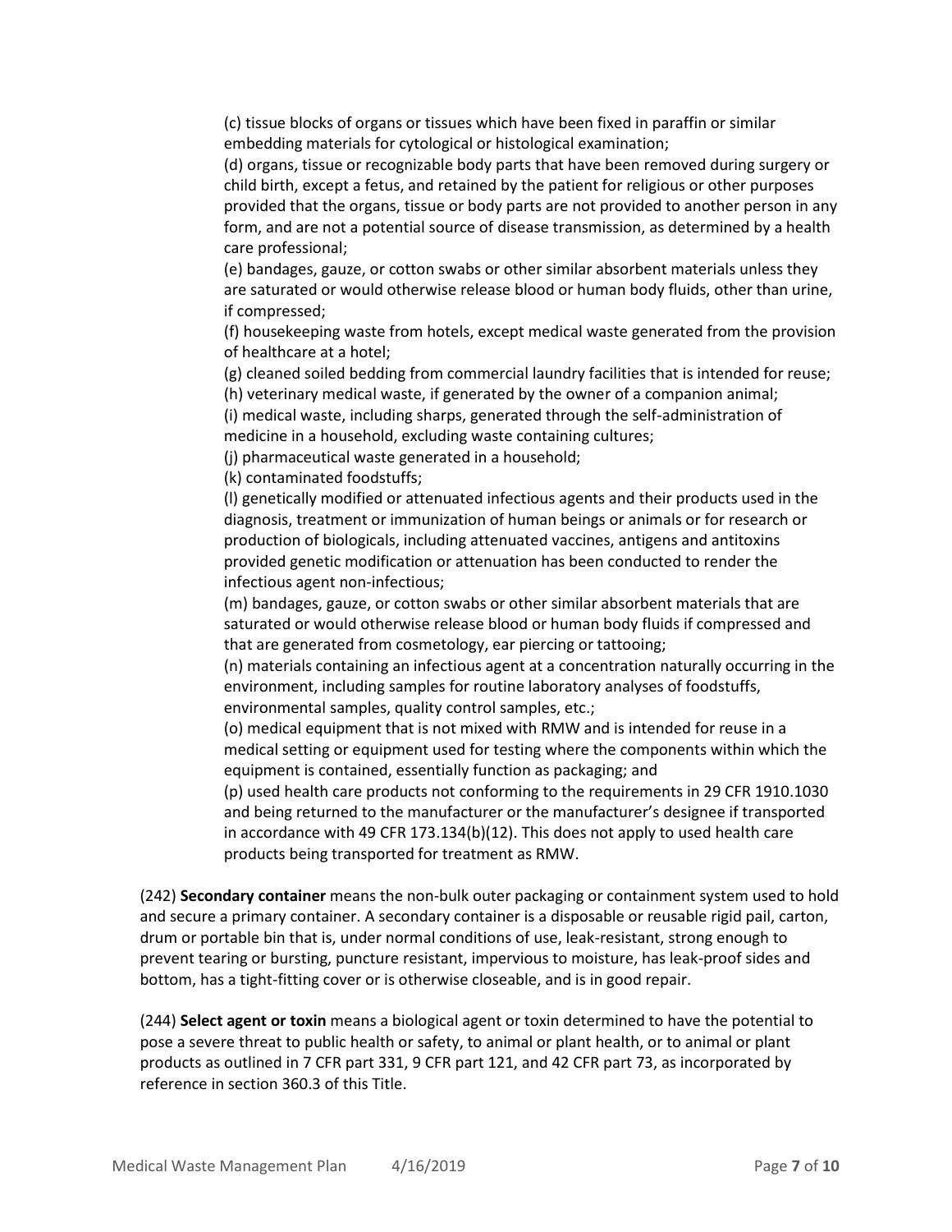(c) tissue blocks of organs or tissues which have been fixed in paraffin or similar embedding materials for cytological or histological examination;

(d) organs, tissue or recognizable body parts that have been removed during surgery or child birth, except a fetus, and retained by the patient for religious or other purposes provided that the organs, tissue or body parts are not provided to another person in any form, and are not a potential source of disease transmission, as determined by a health care professional;

(e) bandages, gauze, or cotton swabs or other similar absorbent materials unless they are saturated or would otherwise release blood or human body fluids, other than urine, if compressed;

(f) housekeeping waste from hotels, except medical waste generated from the provision of healthcare at a hotel;

(g) cleaned soiled bedding from commercial laundry facilities that is intended for reuse;

(h) veterinary medical waste, if generated by the owner of a companion animal;

(i) medical waste, including sharps, generated through the self-administration of medicine in a household, excluding waste containing cultures;

(j) pharmaceutical waste generated in a household;

(k) contaminated foodstuffs;

(l) genetically modified or attenuated infectious agents and their products used in the diagnosis, treatment or immunization of human beings or animals or for research or production of biologicals, including attenuated vaccines, antigens and antitoxins provided genetic modification or attenuation has been conducted to render the infectious agent non-infectious;

(m) bandages, gauze, or cotton swabs or other similar absorbent materials that are saturated or would otherwise release blood or human body fluids if compressed and that are generated from cosmetology, ear piercing or tattooing;

(n) materials containing an infectious agent at a concentration naturally occurring in the environment, including samples for routine laboratory analyses of foodstuffs, environmental samples, quality control samples, etc.;

(o) medical equipment that is not mixed with RMW and is intended for reuse in a medical setting or equipment used for testing where the components within which the equipment is contained, essentially function as packaging; and

(p) used health care products not conforming to the requirements in 29 CFR 1910.1030 and being returned to the manufacturer or the manufacturer's designee if transported in accordance with 49 CFR 173.134(b)(12). This does not apply to used health care products being transported for treatment as RMW.

(242) **Secondary container** means the non-bulk outer packaging or containment system used to hold and secure a primary container. A secondary container is a disposable or reusable rigid pail, carton, drum or portable bin that is, under normal conditions of use, leak-resistant, strong enough to prevent tearing or bursting, puncture resistant, impervious to moisture, has leak-proof sides and bottom, has a tight-fitting cover or is otherwise closeable, and is in good repair.

(244) **Select agent or toxin** means a biological agent or toxin determined to have the potential to pose a severe threat to public health or safety, to animal or plant health, or to animal or plant products as outlined in 7 CFR part 331, 9 CFR part 121, and 42 CFR part 73, as incorporated by reference in section 360.3 of this Title.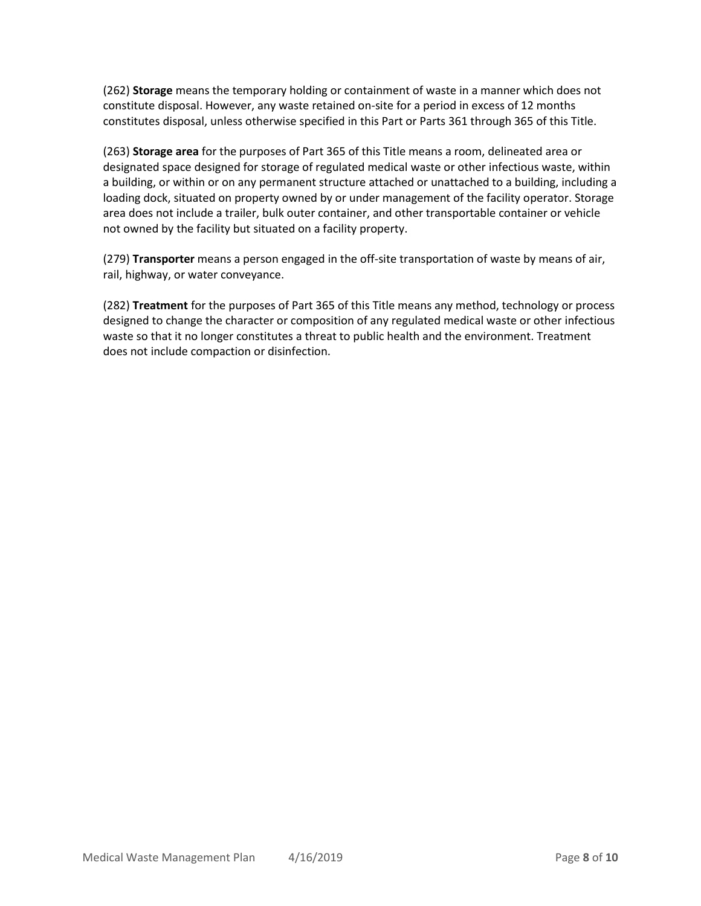(262) **Storage** means the temporary holding or containment of waste in a manner which does not constitute disposal. However, any waste retained on-site for a period in excess of 12 months constitutes disposal, unless otherwise specified in this Part or Parts 361 through 365 of this Title.

(263) **Storage area** for the purposes of Part 365 of this Title means a room, delineated area or designated space designed for storage of regulated medical waste or other infectious waste, within a building, or within or on any permanent structure attached or unattached to a building, including a loading dock, situated on property owned by or under management of the facility operator. Storage area does not include a trailer, bulk outer container, and other transportable container or vehicle not owned by the facility but situated on a facility property.

(279) **Transporter** means a person engaged in the off-site transportation of waste by means of air, rail, highway, or water conveyance.

(282) **Treatment** for the purposes of Part 365 of this Title means any method, technology or process designed to change the character or composition of any regulated medical waste or other infectious waste so that it no longer constitutes a threat to public health and the environment. Treatment does not include compaction or disinfection.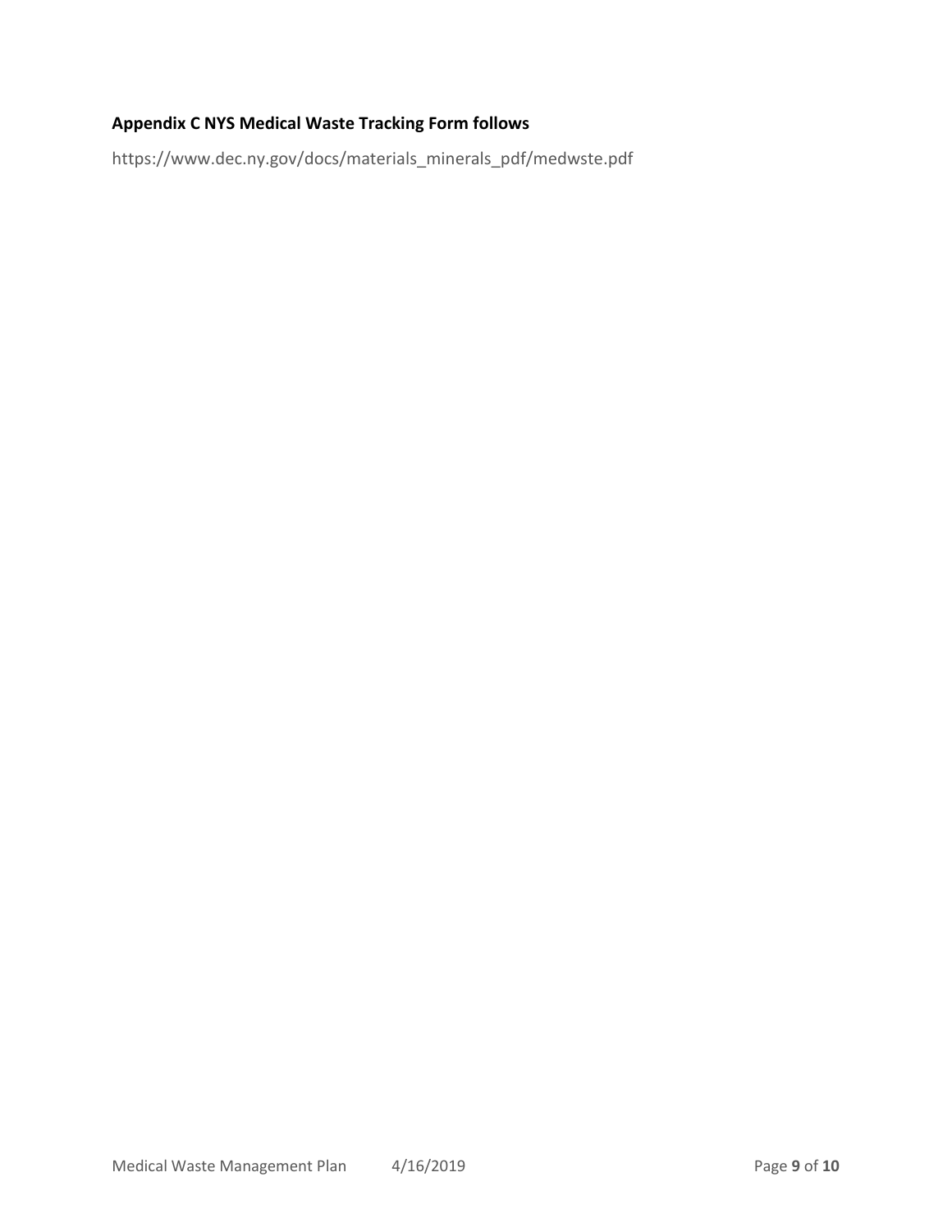## Appendix C NYS Medical Waste Tracking Form follows

https://www.dec.ny.gov/docs/materials_minerals_pdf/medwste.pdf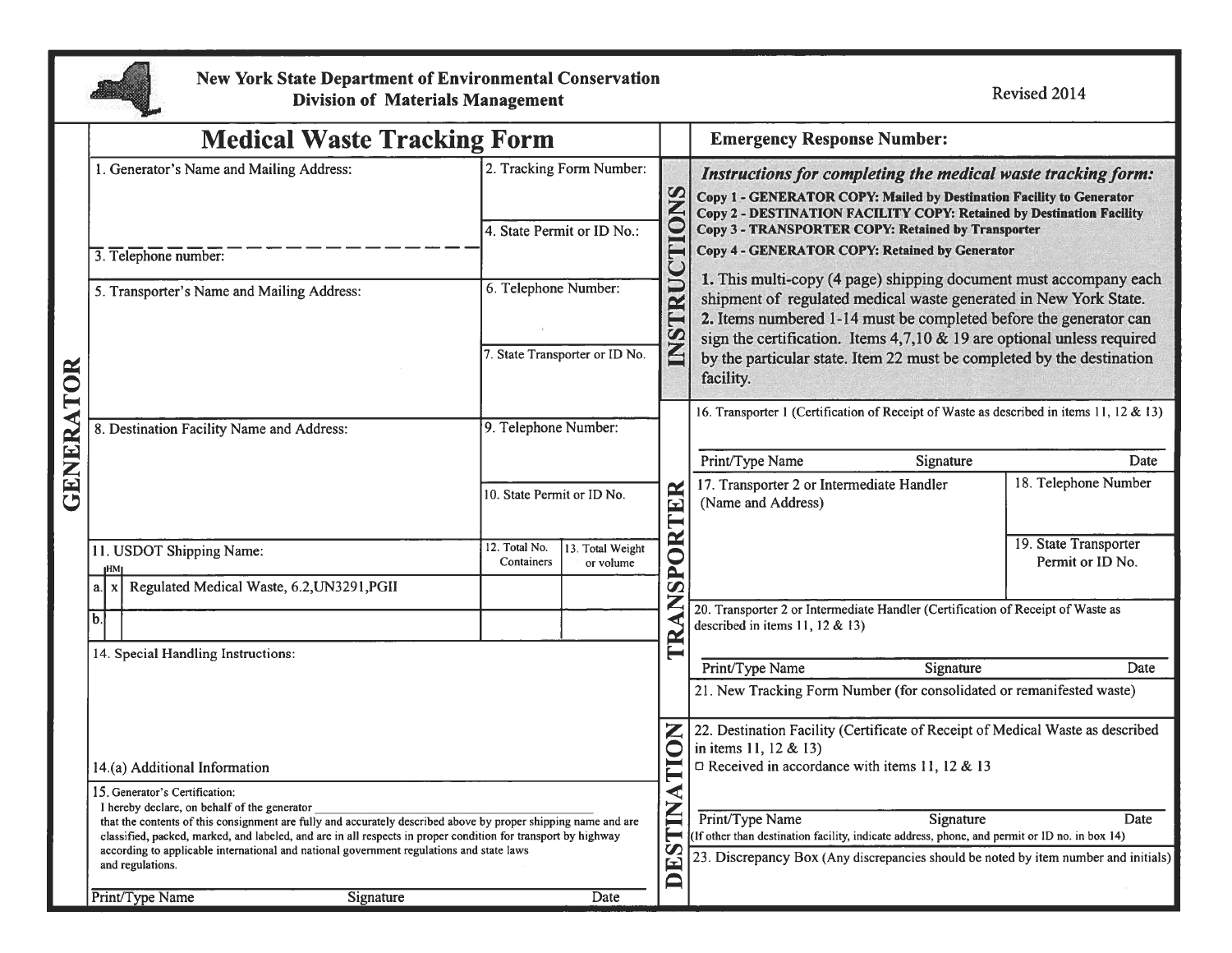New York State Department of Environmental Conservation
Division of Materials Management

Revised 2014

# Medical Waste Tracking Form

## GENERATOR

| | |
|---|---|
| 1. Generator's Name and Mailing Address: | 2. Tracking Form Number: |
| 3. Telephone number: | 4. State Permit or ID No.: |
| 5. Transporter's Name and Mailing Address: | 6. Telephone Number: |
| | 7. State Transporter or ID No. |
| 8. Destination Facility Name and Address: | 9. Telephone Number: |
| | 10. State Permit or ID No. |

| 11. USDOT Shipping Name: | HM | | 12. Total No. Containers | 13. Total Weight or volume |
|---|---|---|---|---|
| a. | x | Regulated Medical Waste, 6.2,UN3291,PGII | | |
| b. | | | | |

14. Special Handling Instructions:

14.(a) Additional Information

15. Generator's Certification:
I hereby declare, on behalf of the generator ______________________
that the contents of this consignment are fully and accurately described above by proper shipping name and are classified, packed, marked, and labeled, and are in all respects in proper condition for transport by highway according to applicable international and national government regulations and state laws and regulations.

| Print/Type Name | Signature | Date |
|---|---|---|
| | | |

**Emergency Response Number:**

## INSTRUCTIONS

***Instructions for completing the medical waste tracking form:***

**Copy 1 - GENERATOR COPY: Mailed by Destination Facility to Generator**
**Copy 2 - DESTINATION FACILITY COPY: Retained by Destination Facility**
**Copy 3 - TRANSPORTER COPY: Retained by Transporter**
**Copy 4 - GENERATOR COPY: Retained by Generator**

**1.** This multi-copy (4 page) shipping document must accompany each shipment of regulated medical waste generated in New York State.
**2.** Items numbered 1-14 must be completed before the generator can sign the certification. Items 4,7,10 & 19 are optional unless required by the particular state. Item 22 must be completed by the destination facility.

## TRANSPORTER

16. Transporter 1 (Certification of Receipt of Waste as described in items 11, 12 & 13)

| Print/Type Name | Signature | Date |
|---|---|---|
| | | |

| | |
|---|---|
| 17. Transporter 2 or Intermediate Handler (Name and Address) | 18. Telephone Number |
| | 19. State Transporter Permit or ID No. |

20. Transporter 2 or Intermediate Handler (Certification of Receipt of Waste as described in items 11, 12 & 13)

| Print/Type Name | Signature | Date |
|---|---|---|
| | | |

21. New Tracking Form Number (for consolidated or remanifested waste)

## DESTINATION

22. Destination Facility (Certificate of Receipt of Medical Waste as described in items 11, 12 & 13)
□ Received in accordance with items 11, 12 & 13

| Print/Type Name | Signature | Date |
|---|---|---|
| | | |

(If other than destination facility, indicate address, phone, and permit or ID no. in box 14)

23. Discrepancy Box (Any discrepancies should be noted by item number and initials)